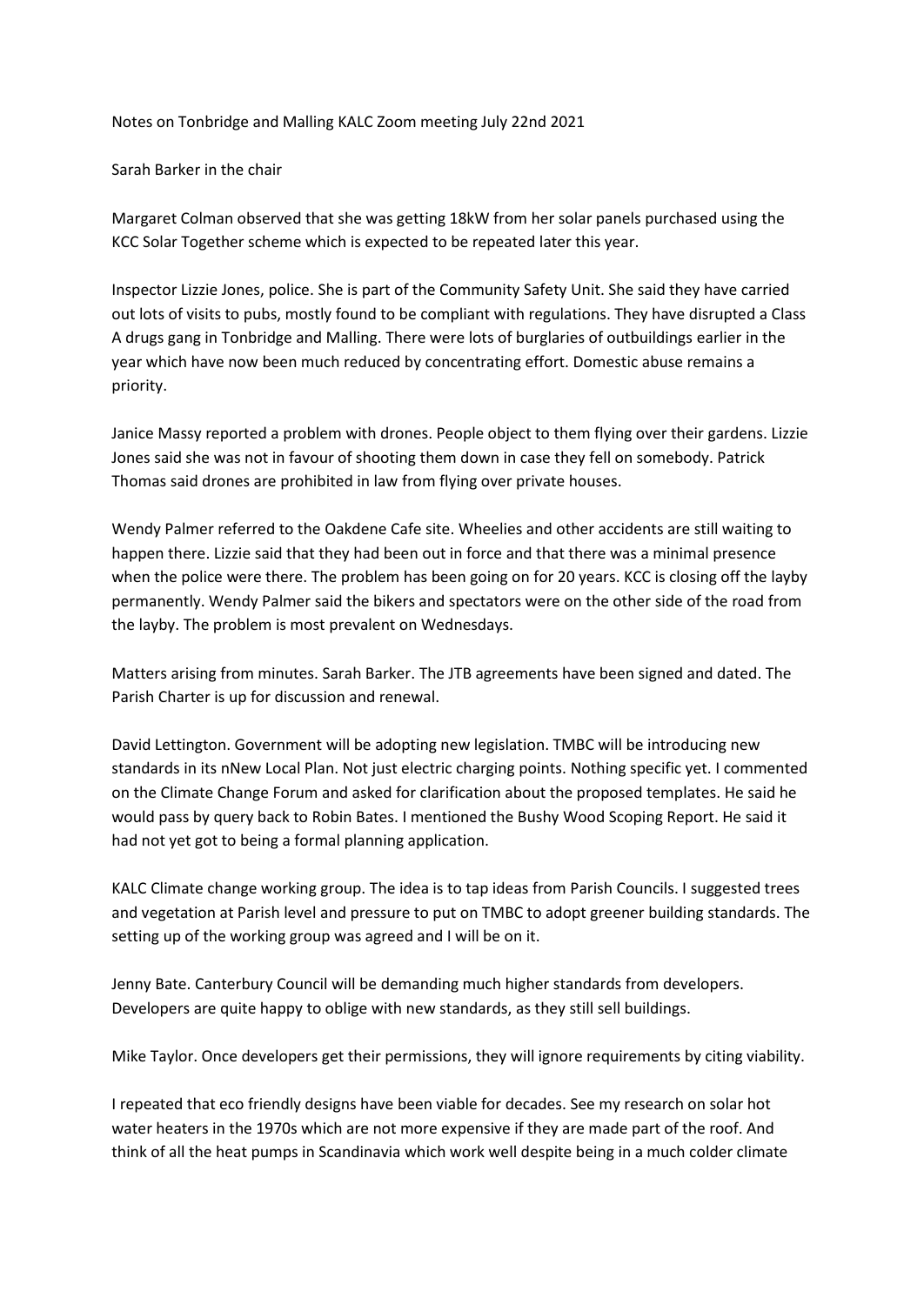Notes on Tonbridge and Malling KALC Zoom meeting July 22nd 2021

Sarah Barker in the chair

Margaret Colman observed that she was getting 18kW from her solar panels purchased using the KCC Solar Together scheme which is expected to be repeated later this year.

Inspector Lizzie Jones, police. She is part of the Community Safety Unit. She said they have carried out lots of visits to pubs, mostly found to be compliant with regulations. They have disrupted a Class A drugs gang in Tonbridge and Malling. There were lots of burglaries of outbuildings earlier in the year which have now been much reduced by concentrating effort. Domestic abuse remains a priority.

Janice Massy reported a problem with drones. People object to them flying over their gardens. Lizzie Jones said she was not in favour of shooting them down in case they fell on somebody. Patrick Thomas said drones are prohibited in law from flying over private houses.

Wendy Palmer referred to the Oakdene Cafe site. Wheelies and other accidents are still waiting to happen there. Lizzie said that they had been out in force and that there was a minimal presence when the police were there. The problem has been going on for 20 years. KCC is closing off the layby permanently. Wendy Palmer said the bikers and spectators were on the other side of the road from the layby. The problem is most prevalent on Wednesdays.

Matters arising from minutes. Sarah Barker. The JTB agreements have been signed and dated. The Parish Charter is up for discussion and renewal.

David Lettington. Government will be adopting new legislation. TMBC will be introducing new standards in its nNew Local Plan. Not just electric charging points. Nothing specific yet. I commented on the Climate Change Forum and asked for clarification about the proposed templates. He said he would pass by query back to Robin Bates. I mentioned the Bushy Wood Scoping Report. He said it had not yet got to being a formal planning application.

KALC Climate change working group. The idea is to tap ideas from Parish Councils. I suggested trees and vegetation at Parish level and pressure to put on TMBC to adopt greener building standards. The setting up of the working group was agreed and I will be on it.

Jenny Bate. Canterbury Council will be demanding much higher standards from developers. Developers are quite happy to oblige with new standards, as they still sell buildings.

Mike Taylor. Once developers get their permissions, they will ignore requirements by citing viability.

I repeated that eco friendly designs have been viable for decades. See my research on solar hot water heaters in the 1970s which are not more expensive if they are made part of the roof. And think of all the heat pumps in Scandinavia which work well despite being in a much colder climate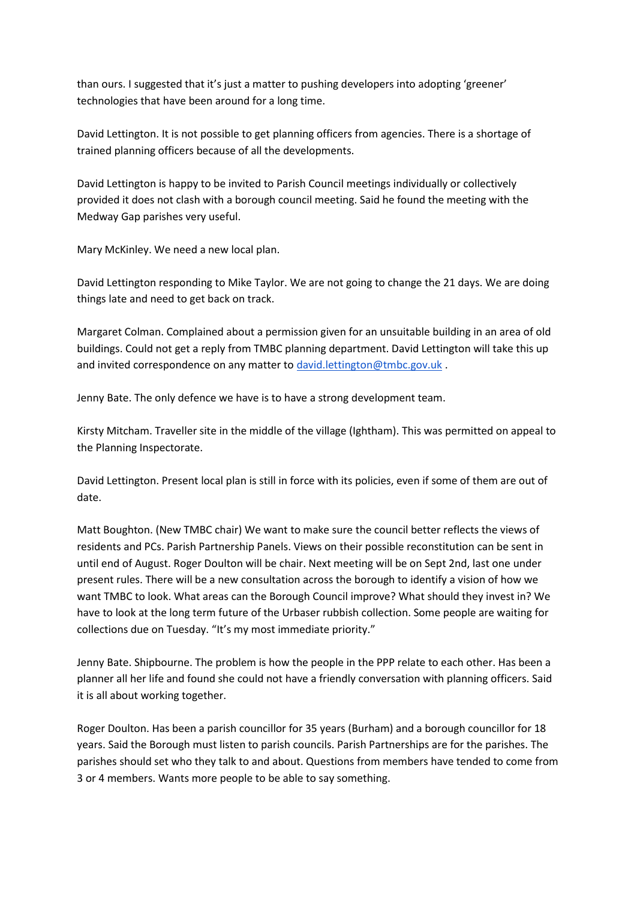than ours. I suggested that it's just a matter to pushing developers into adopting 'greener' technologies that have been around for a long time.

David Lettington. It is not possible to get planning officers from agencies. There is a shortage of trained planning officers because of all the developments.

David Lettington is happy to be invited to Parish Council meetings individually or collectively provided it does not clash with a borough council meeting. Said he found the meeting with the Medway Gap parishes very useful.

Mary McKinley. We need a new local plan.

David Lettington responding to Mike Taylor. We are not going to change the 21 days. We are doing things late and need to get back on track.

Margaret Colman. Complained about a permission given for an unsuitable building in an area of old buildings. Could not get a reply from TMBC planning department. David Lettington will take this up and invited correspondence on any matter to [david.lettington@tmbc.gov.uk](mailto:david.lettington@tmbc.gov.uk) .

Jenny Bate. The only defence we have is to have a strong development team.

Kirsty Mitcham. Traveller site in the middle of the village (Ightham). This was permitted on appeal to the Planning Inspectorate.

David Lettington. Present local plan is still in force with its policies, even if some of them are out of date.

Matt Boughton. (New TMBC chair) We want to make sure the council better reflects the views of residents and PCs. Parish Partnership Panels. Views on their possible reconstitution can be sent in until end of August. Roger Doulton will be chair. Next meeting will be on Sept 2nd, last one under present rules. There will be a new consultation across the borough to identify a vision of how we want TMBC to look. What areas can the Borough Council improve? What should they invest in? We have to look at the long term future of the Urbaser rubbish collection. Some people are waiting for collections due on Tuesday. "It's my most immediate priority."

Jenny Bate. Shipbourne. The problem is how the people in the PPP relate to each other. Has been a planner all her life and found she could not have a friendly conversation with planning officers. Said it is all about working together.

Roger Doulton. Has been a parish councillor for 35 years (Burham) and a borough councillor for 18 years. Said the Borough must listen to parish councils. Parish Partnerships are for the parishes. The parishes should set who they talk to and about. Questions from members have tended to come from 3 or 4 members. Wants more people to be able to say something.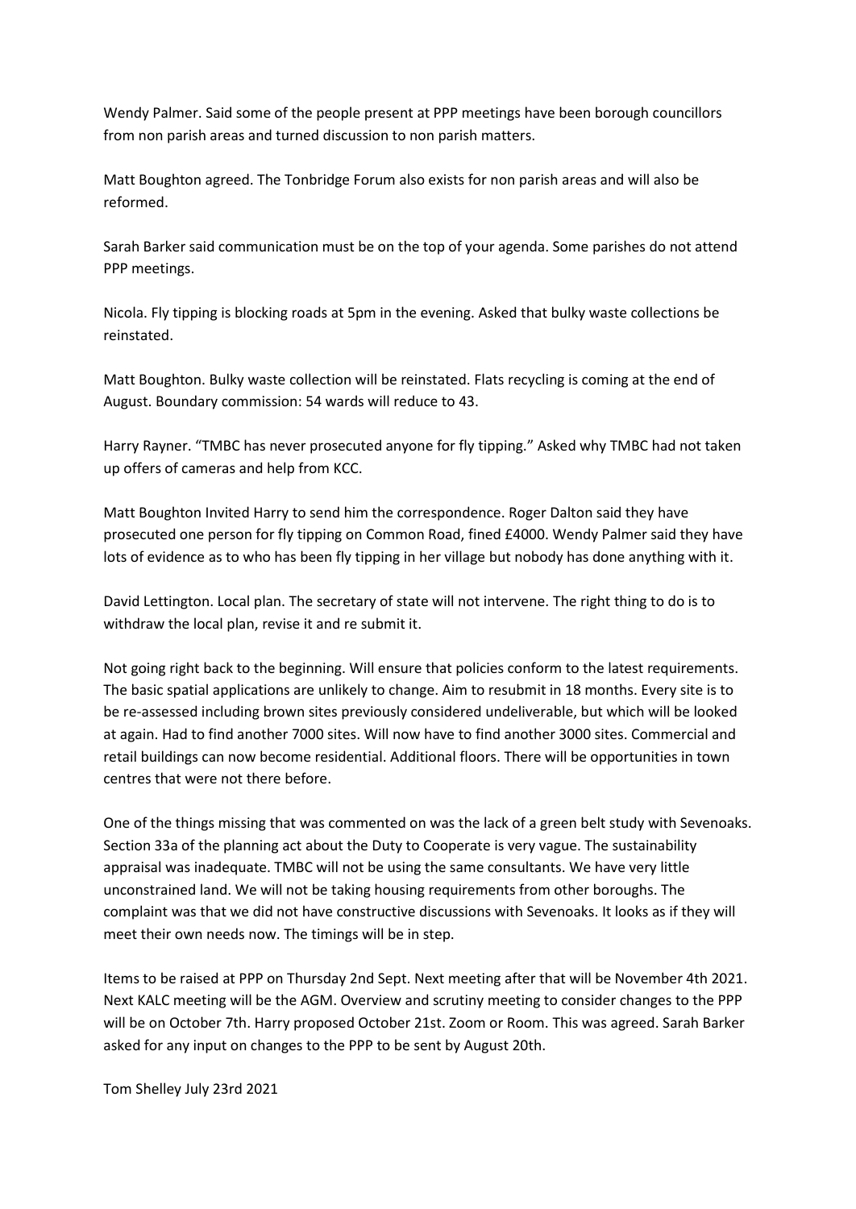Wendy Palmer. Said some of the people present at PPP meetings have been borough councillors from non parish areas and turned discussion to non parish matters.

Matt Boughton agreed. The Tonbridge Forum also exists for non parish areas and will also be reformed.

Sarah Barker said communication must be on the top of your agenda. Some parishes do not attend PPP meetings.

Nicola. Fly tipping is blocking roads at 5pm in the evening. Asked that bulky waste collections be reinstated.

Matt Boughton. Bulky waste collection will be reinstated. Flats recycling is coming at the end of August. Boundary commission: 54 wards will reduce to 43.

Harry Rayner. "TMBC has never prosecuted anyone for fly tipping." Asked why TMBC had not taken up offers of cameras and help from KCC.

Matt Boughton Invited Harry to send him the correspondence. Roger Dalton said they have prosecuted one person for fly tipping on Common Road, fined £4000. Wendy Palmer said they have lots of evidence as to who has been fly tipping in her village but nobody has done anything with it.

David Lettington. Local plan. The secretary of state will not intervene. The right thing to do is to withdraw the local plan, revise it and re submit it.

Not going right back to the beginning. Will ensure that policies conform to the latest requirements. The basic spatial applications are unlikely to change. Aim to resubmit in 18 months. Every site is to be re-assessed including brown sites previously considered undeliverable, but which will be looked at again. Had to find another 7000 sites. Will now have to find another 3000 sites. Commercial and retail buildings can now become residential. Additional floors. There will be opportunities in town centres that were not there before.

One of the things missing that was commented on was the lack of a green belt study with Sevenoaks. Section 33a of the planning act about the Duty to Cooperate is very vague. The sustainability appraisal was inadequate. TMBC will not be using the same consultants. We have very little unconstrained land. We will not be taking housing requirements from other boroughs. The complaint was that we did not have constructive discussions with Sevenoaks. It looks as if they will meet their own needs now. The timings will be in step.

Items to be raised at PPP on Thursday 2nd Sept. Next meeting after that will be November 4th 2021. Next KALC meeting will be the AGM. Overview and scrutiny meeting to consider changes to the PPP will be on October 7th. Harry proposed October 21st. Zoom or Room. This was agreed. Sarah Barker asked for any input on changes to the PPP to be sent by August 20th.

Tom Shelley July 23rd 2021